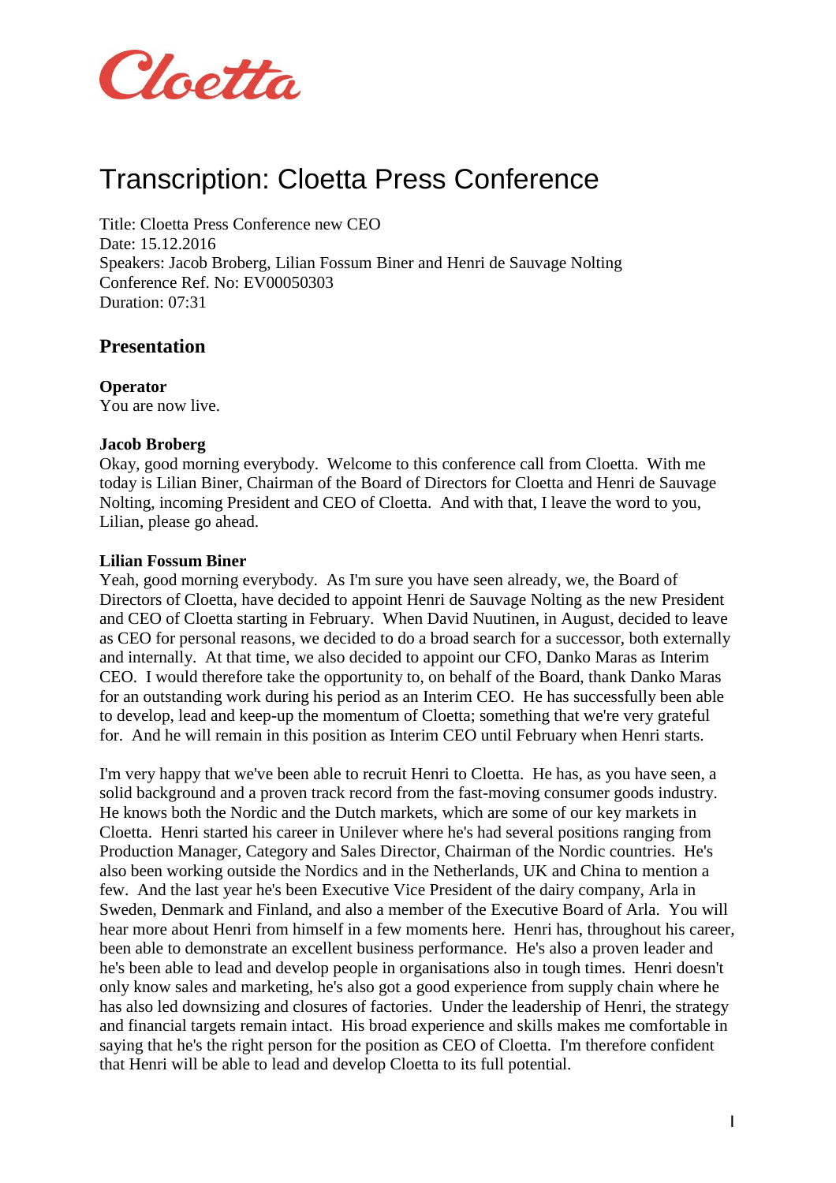Cloetta

# Transcription: Cloetta Press Conference

Title: Cloetta Press Conference new CEO
Date: 15.12.2016
Speakers: Jacob Broberg, Lilian Fossum Biner and Henri de Sauvage Nolting
Conference Ref. No: EV00050303
Duration: 07:31

## Presentation

**Operator**
You are now live.

**Jacob Broberg**
Okay, good morning everybody. Welcome to this conference call from Cloetta. With me today is Lilian Biner, Chairman of the Board of Directors for Cloetta and Henri de Sauvage Nolting, incoming President and CEO of Cloetta. And with that, I leave the word to you, Lilian, please go ahead.

**Lilian Fossum Biner**
Yeah, good morning everybody. As I'm sure you have seen already, we, the Board of Directors of Cloetta, have decided to appoint Henri de Sauvage Nolting as the new President and CEO of Cloetta starting in February. When David Nuutinen, in August, decided to leave as CEO for personal reasons, we decided to do a broad search for a successor, both externally and internally. At that time, we also decided to appoint our CFO, Danko Maras as Interim CEO. I would therefore take the opportunity to, on behalf of the Board, thank Danko Maras for an outstanding work during his period as an Interim CEO. He has successfully been able to develop, lead and keep-up the momentum of Cloetta; something that we're very grateful for. And he will remain in this position as Interim CEO until February when Henri starts.

I'm very happy that we've been able to recruit Henri to Cloetta. He has, as you have seen, a solid background and a proven track record from the fast-moving consumer goods industry. He knows both the Nordic and the Dutch markets, which are some of our key markets in Cloetta. Henri started his career in Unilever where he's had several positions ranging from Production Manager, Category and Sales Director, Chairman of the Nordic countries. He's also been working outside the Nordics and in the Netherlands, UK and China to mention a few. And the last year he's been Executive Vice President of the dairy company, Arla in Sweden, Denmark and Finland, and also a member of the Executive Board of Arla. You will hear more about Henri from himself in a few moments here. Henri has, throughout his career, been able to demonstrate an excellent business performance. He's also a proven leader and he's been able to lead and develop people in organisations also in tough times. Henri doesn't only know sales and marketing, he's also got a good experience from supply chain where he has also led downsizing and closures of factories. Under the leadership of Henri, the strategy and financial targets remain intact. His broad experience and skills makes me comfortable in saying that he's the right person for the position as CEO of Cloetta. I'm therefore confident that Henri will be able to lead and develop Cloetta to its full potential.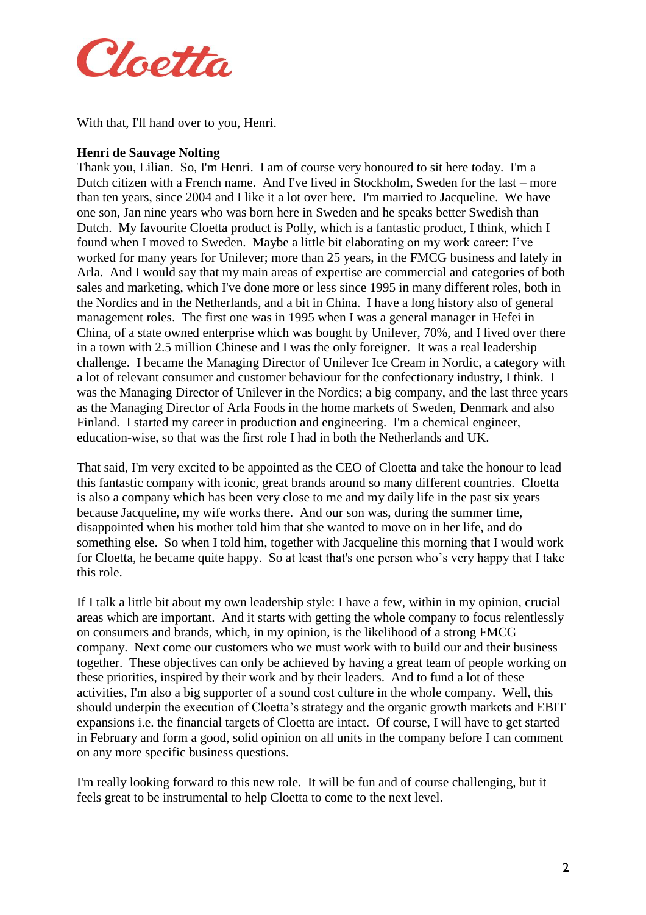With that, I'll hand over to you, Henri.

**Henri de Sauvage Nolting**

Thank you, Lilian. So, I'm Henri. I am of course very honoured to sit here today. I'm a Dutch citizen with a French name. And I've lived in Stockholm, Sweden for the last – more than ten years, since 2004 and I like it a lot over here. I'm married to Jacqueline. We have one son, Jan nine years who was born here in Sweden and he speaks better Swedish than Dutch. My favourite Cloetta product is Polly, which is a fantastic product, I think, which I found when I moved to Sweden. Maybe a little bit elaborating on my work career: I've worked for many years for Unilever; more than 25 years, in the FMCG business and lately in Arla. And I would say that my main areas of expertise are commercial and categories of both sales and marketing, which I've done more or less since 1995 in many different roles, both in the Nordics and in the Netherlands, and a bit in China. I have a long history also of general management roles. The first one was in 1995 when I was a general manager in Hefei in China, of a state owned enterprise which was bought by Unilever, 70%, and I lived over there in a town with 2.5 million Chinese and I was the only foreigner. It was a real leadership challenge. I became the Managing Director of Unilever Ice Cream in Nordic, a category with a lot of relevant consumer and customer behaviour for the confectionary industry, I think. I was the Managing Director of Unilever in the Nordics; a big company, and the last three years as the Managing Director of Arla Foods in the home markets of Sweden, Denmark and also Finland. I started my career in production and engineering. I'm a chemical engineer, education-wise, so that was the first role I had in both the Netherlands and UK.

That said, I'm very excited to be appointed as the CEO of Cloetta and take the honour to lead this fantastic company with iconic, great brands around so many different countries. Cloetta is also a company which has been very close to me and my daily life in the past six years because Jacqueline, my wife works there. And our son was, during the summer time, disappointed when his mother told him that she wanted to move on in her life, and do something else. So when I told him, together with Jacqueline this morning that I would work for Cloetta, he became quite happy. So at least that's one person who's very happy that I take this role.

If I talk a little bit about my own leadership style: I have a few, within in my opinion, crucial areas which are important. And it starts with getting the whole company to focus relentlessly on consumers and brands, which, in my opinion, is the likelihood of a strong FMCG company. Next come our customers who we must work with to build our and their business together. These objectives can only be achieved by having a great team of people working on these priorities, inspired by their work and by their leaders. And to fund a lot of these activities, I'm also a big supporter of a sound cost culture in the whole company. Well, this should underpin the execution of Cloetta's strategy and the organic growth markets and EBIT expansions i.e. the financial targets of Cloetta are intact. Of course, I will have to get started in February and form a good, solid opinion on all units in the company before I can comment on any more specific business questions.

I'm really looking forward to this new role. It will be fun and of course challenging, but it feels great to be instrumental to help Cloetta to come to the next level.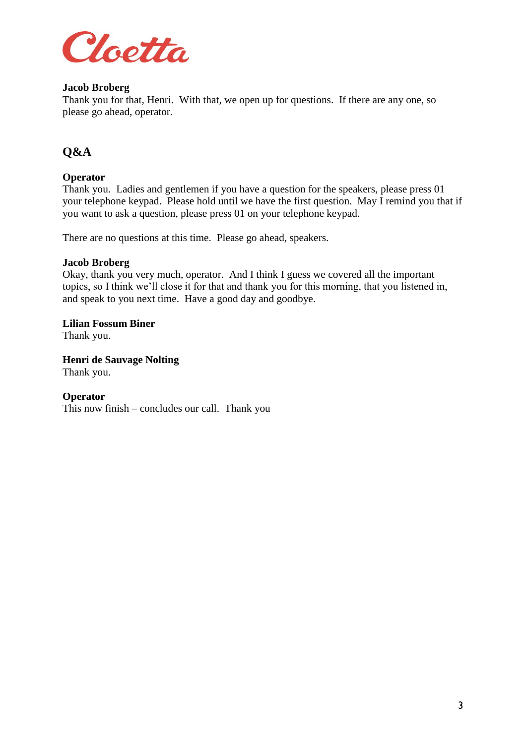**Jacob Broberg**
Thank you for that, Henri. With that, we open up for questions. If there are any one, so please go ahead, operator.

## Q&A

**Operator**
Thank you. Ladies and gentlemen if you have a question for the speakers, please press 01 your telephone keypad. Please hold until we have the first question. May I remind you that if you want to ask a question, please press 01 on your telephone keypad.

There are no questions at this time. Please go ahead, speakers.

**Jacob Broberg**
Okay, thank you very much, operator. And I think I guess we covered all the important topics, so I think we'll close it for that and thank you for this morning, that you listened in, and speak to you next time. Have a good day and goodbye.

**Lilian Fossum Biner**
Thank you.

**Henri de Sauvage Nolting**
Thank you.

**Operator**
This now finish – concludes our call. Thank you